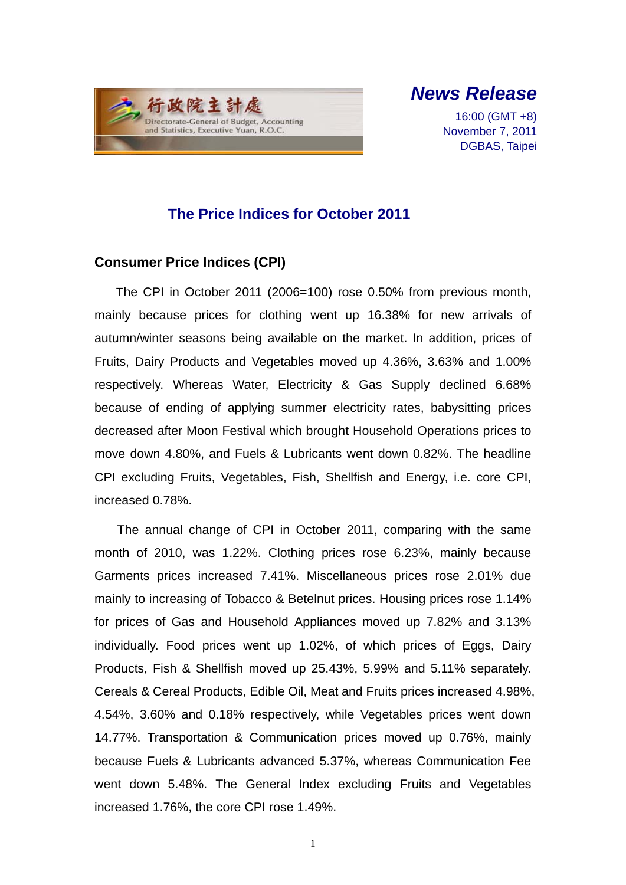行政院主計處
Directorate-General of Budget, Accounting and Statistics, Executive Yuan, R.O.C.

***News Release***

16:00 (GMT +8)
November 7, 2011
DGBAS, Taipei

# The Price Indices for October 2011

## Consumer Price Indices (CPI)

The CPI in October 2011 (2006=100) rose 0.50% from previous month, mainly because prices for clothing went up 16.38% for new arrivals of autumn/winter seasons being available on the market. In addition, prices of Fruits, Dairy Products and Vegetables moved up 4.36%, 3.63% and 1.00% respectively. Whereas Water, Electricity & Gas Supply declined 6.68% because of ending of applying summer electricity rates, babysitting prices decreased after Moon Festival which brought Household Operations prices to move down 4.80%, and Fuels & Lubricants went down 0.82%. The headline CPI excluding Fruits, Vegetables, Fish, Shellfish and Energy, i.e. core CPI, increased 0.78%.

The annual change of CPI in October 2011, comparing with the same month of 2010, was 1.22%. Clothing prices rose 6.23%, mainly because Garments prices increased 7.41%. Miscellaneous prices rose 2.01% due mainly to increasing of Tobacco & Betelnut prices. Housing prices rose 1.14% for prices of Gas and Household Appliances moved up 7.82% and 3.13% individually. Food prices went up 1.02%, of which prices of Eggs, Dairy Products, Fish & Shellfish moved up 25.43%, 5.99% and 5.11% separately. Cereals & Cereal Products, Edible Oil, Meat and Fruits prices increased 4.98%, 4.54%, 3.60% and 0.18% respectively, while Vegetables prices went down 14.77%. Transportation & Communication prices moved up 0.76%, mainly because Fuels & Lubricants advanced 5.37%, whereas Communication Fee went down 5.48%. The General Index excluding Fruits and Vegetables increased 1.76%, the core CPI rose 1.49%.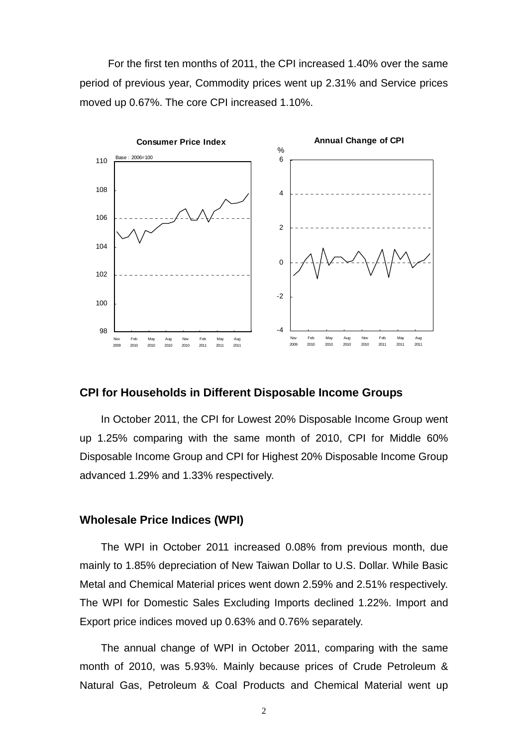For the first ten months of 2011, the CPI increased 1.40% over the same period of previous year, Commodity prices went up 2.31% and Service prices moved up 0.67%. The core CPI increased 1.10%.

## CPI for Households in Different Disposable Income Groups

In October 2011, the CPI for Lowest 20% Disposable Income Group went up 1.25% comparing with the same month of 2010, CPI for Middle 60% Disposable Income Group and CPI for Highest 20% Disposable Income Group advanced 1.29% and 1.33% respectively.

## Wholesale Price Indices (WPI)

The WPI in October 2011 increased 0.08% from previous month, due mainly to 1.85% depreciation of New Taiwan Dollar to U.S. Dollar. While Basic Metal and Chemical Material prices went down 2.59% and 2.51% respectively. The WPI for Domestic Sales Excluding Imports declined 1.22%. Import and Export price indices moved up 0.63% and 0.76% separately.

The annual change of WPI in October 2011, comparing with the same month of 2010, was 5.93%. Mainly because prices of Crude Petroleum & Natural Gas, Petroleum & Coal Products and Chemical Material went up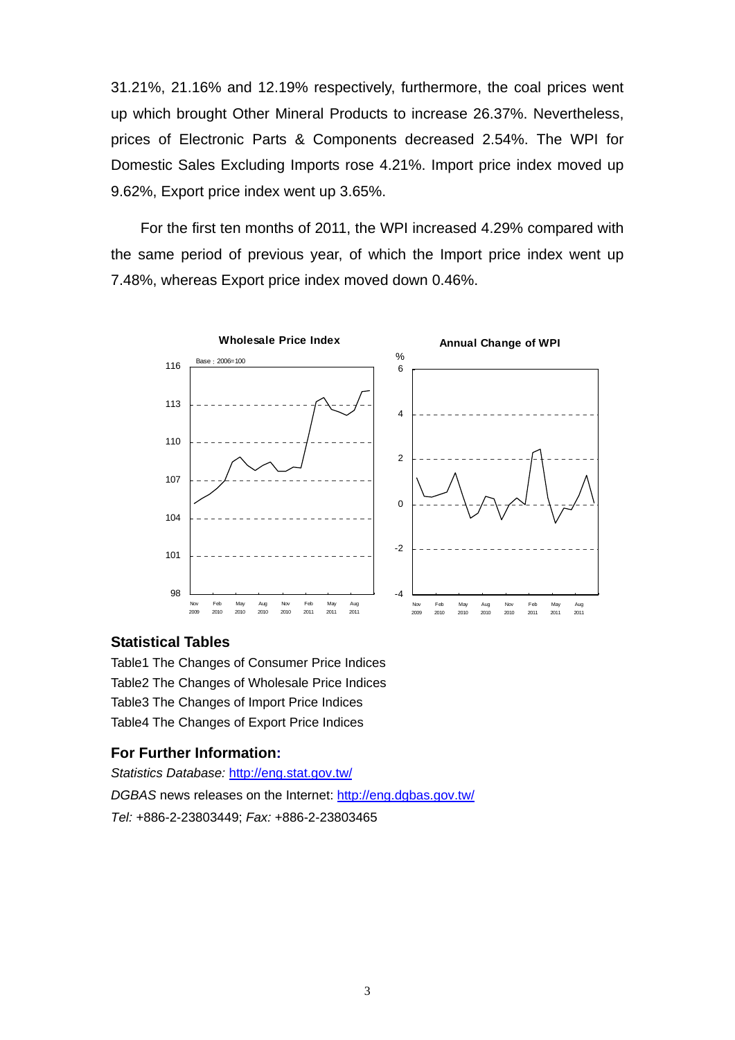31.21%, 21.16% and 12.19% respectively, furthermore, the coal prices went up which brought Other Mineral Products to increase 26.37%. Nevertheless, prices of Electronic Parts & Components decreased 2.54%. The WPI for Domestic Sales Excluding Imports rose 4.21%. Import price index moved up 9.62%, Export price index went up 3.65%.

For the first ten months of 2011, the WPI increased 4.29% compared with the same period of previous year, of which the Import price index went up 7.48%, whereas Export price index moved down 0.46%.

**Wholesale Price Index**

Base : 2006=100

**Annual Change of WPI**

## Statistical Tables

Table1 The Changes of Consumer Price Indices
Table2 The Changes of Wholesale Price Indices
Table3 The Changes of Import Price Indices
Table4 The Changes of Export Price Indices

## For Further Information:

*Statistics Database:* http://eng.stat.gov.tw/
*DGBAS* news releases on the Internet: http://eng.dgbas.gov.tw/
*Tel:* +886-2-23803449; *Fax:* +886-2-23803465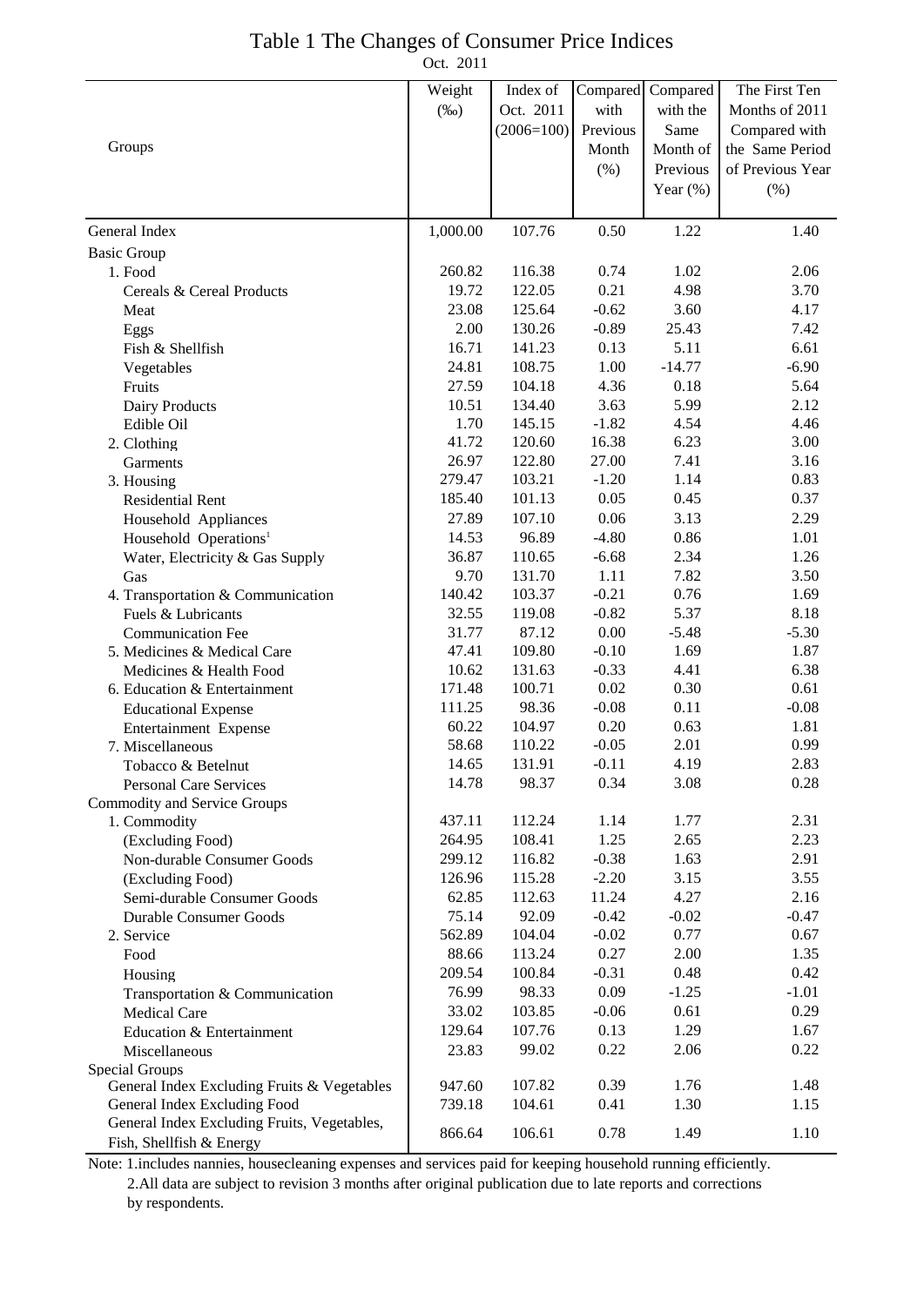# Table 1 The Changes of Consumer Price Indices

Oct. 2011

| Groups | Weight (‰) | Index of Oct. 2011 (2006=100) | Compared with Previous Month (%) | Compared with the Same Month of Previous Year (%) | The First Ten Months of 2011 Compared with the Same Period of Previous Year (%) |
|---|---|---|---|---|---|
| General Index | 1,000.00 | 107.76 | 0.50 | 1.22 | 1.40 |
| Basic Group | | | | | |
| 1. Food | 260.82 | 116.38 | 0.74 | 1.02 | 2.06 |
| Cereals & Cereal Products | 19.72 | 122.05 | 0.21 | 4.98 | 3.70 |
| Meat | 23.08 | 125.64 | -0.62 | 3.60 | 4.17 |
| Eggs | 2.00 | 130.26 | -0.89 | 25.43 | 7.42 |
| Fish & Shellfish | 16.71 | 141.23 | 0.13 | 5.11 | 6.61 |
| Vegetables | 24.81 | 108.75 | 1.00 | -14.77 | -6.90 |
| Fruits | 27.59 | 104.18 | 4.36 | 0.18 | 5.64 |
| Dairy Products | 10.51 | 134.40 | 3.63 | 5.99 | 2.12 |
| Edible Oil | 1.70 | 145.15 | -1.82 | 4.54 | 4.46 |
| 2. Clothing | 41.72 | 120.60 | 16.38 | 6.23 | 3.00 |
| Garments | 26.97 | 122.80 | 27.00 | 7.41 | 3.16 |
| 3. Housing | 279.47 | 103.21 | -1.20 | 1.14 | 0.83 |
| Residential Rent | 185.40 | 101.13 | 0.05 | 0.45 | 0.37 |
| Household Appliances | 27.89 | 107.10 | 0.06 | 3.13 | 2.29 |
| Household Operations[1] | 14.53 | 96.89 | -4.80 | 0.86 | 1.01 |
| Water, Electricity & Gas Supply | 36.87 | 110.65 | -6.68 | 2.34 | 1.26 |
| Gas | 9.70 | 131.70 | 1.11 | 7.82 | 3.50 |
| 4. Transportation & Communication | 140.42 | 103.37 | -0.21 | 0.76 | 1.69 |
| Fuels & Lubricants | 32.55 | 119.08 | -0.82 | 5.37 | 8.18 |
| Communication Fee | 31.77 | 87.12 | 0.00 | -5.48 | -5.30 |
| 5. Medicines & Medical Care | 47.41 | 109.80 | -0.10 | 1.69 | 1.87 |
| Medicines & Health Food | 10.62 | 131.63 | -0.33 | 4.41 | 6.38 |
| 6. Education & Entertainment | 171.48 | 100.71 | 0.02 | 0.30 | 0.61 |
| Educational Expense | 111.25 | 98.36 | -0.08 | 0.11 | -0.08 |
| Entertainment Expense | 60.22 | 104.97 | 0.20 | 0.63 | 1.81 |
| 7. Miscellaneous | 58.68 | 110.22 | -0.05 | 2.01 | 0.99 |
| Tobacco & Betelnut | 14.65 | 131.91 | -0.11 | 4.19 | 2.83 |
| Personal Care Services | 14.78 | 98.37 | 0.34 | 3.08 | 0.28 |
| Commodity and Service Groups | | | | | |
| 1. Commodity | 437.11 | 112.24 | 1.14 | 1.77 | 2.31 |
| (Excluding Food) | 264.95 | 108.41 | 1.25 | 2.65 | 2.23 |
| Non-durable Consumer Goods | 299.12 | 116.82 | -0.38 | 1.63 | 2.91 |
| (Excluding Food) | 126.96 | 115.28 | -2.20 | 3.15 | 3.55 |
| Semi-durable Consumer Goods | 62.85 | 112.63 | 11.24 | 4.27 | 2.16 |
| Durable Consumer Goods | 75.14 | 92.09 | -0.42 | -0.02 | -0.47 |
| 2. Service | 562.89 | 104.04 | -0.02 | 0.77 | 0.67 |
| Food | 88.66 | 113.24 | 0.27 | 2.00 | 1.35 |
| Housing | 209.54 | 100.84 | -0.31 | 0.48 | 0.42 |
| Transportation & Communication | 76.99 | 98.33 | 0.09 | -1.25 | -1.01 |
| Medical Care | 33.02 | 103.85 | -0.06 | 0.61 | 0.29 |
| Education & Entertainment | 129.64 | 107.76 | 0.13 | 1.29 | 1.67 |
| Miscellaneous | 23.83 | 99.02 | 0.22 | 2.06 | 0.22 |
| Special Groups | | | | | |
| General Index Excluding Fruits & Vegetables | 947.60 | 107.82 | 0.39 | 1.76 | 1.48 |
| General Index Excluding Food | 739.18 | 104.61 | 0.41 | 1.30 | 1.15 |
| General Index Excluding Fruits, Vegetables, Fish, Shellfish & Energy | 866.64 | 106.61 | 0.78 | 1.49 | 1.10 |

Note: 1.includes nannies, housecleaning expenses and services paid for keeping household running efficiently.
2.All data are subject to revision 3 months after original publication due to late reports and corrections by respondents.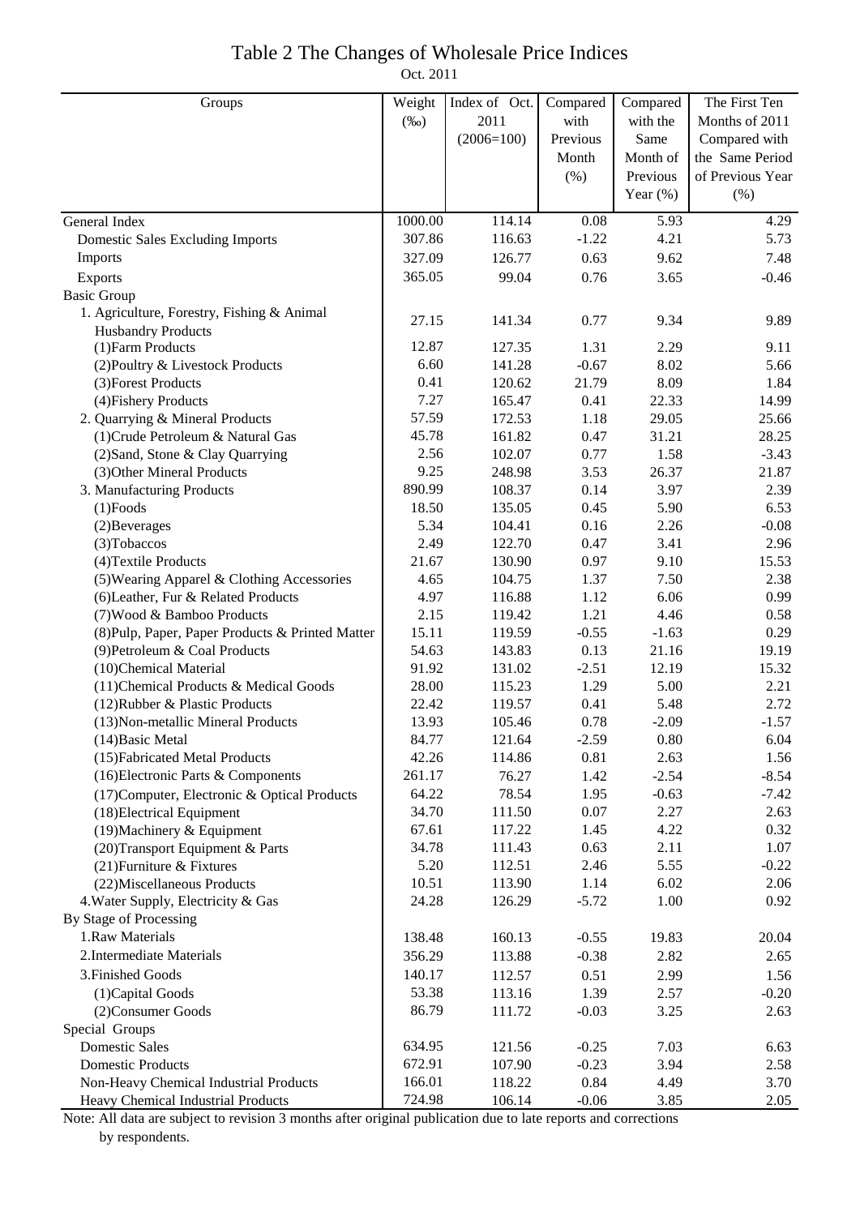# Table 2 The Changes of Wholesale Price Indices

Oct. 2011

| Groups | Weight (‰) | Index of Oct. 2011 (2006=100) | Compared with Previous Month (%) | Compared with the Same Month of Previous Year (%) | The First Ten Months of 2011 Compared with the Same Period of Previous Year (%) |
|---|---|---|---|---|---|
| General Index | 1000.00 | 114.14 | 0.08 | 5.93 | 4.29 |
| Domestic Sales Excluding Imports | 307.86 | 116.63 | -1.22 | 4.21 | 5.73 |
| Imports | 327.09 | 126.77 | 0.63 | 9.62 | 7.48 |
| Exports | 365.05 | 99.04 | 0.76 | 3.65 | -0.46 |
| Basic Group | | | | | |
| 1. Agriculture, Forestry, Fishing & Animal Husbandry Products | 27.15 | 141.34 | 0.77 | 9.34 | 9.89 |
| (1)Farm Products | 12.87 | 127.35 | 1.31 | 2.29 | 9.11 |
| (2)Poultry & Livestock Products | 6.60 | 141.28 | -0.67 | 8.02 | 5.66 |
| (3)Forest Products | 0.41 | 120.62 | 21.79 | 8.09 | 1.84 |
| (4)Fishery Products | 7.27 | 165.47 | 0.41 | 22.33 | 14.99 |
| 2. Quarrying & Mineral Products | 57.59 | 172.53 | 1.18 | 29.05 | 25.66 |
| (1)Crude Petroleum & Natural Gas | 45.78 | 161.82 | 0.47 | 31.21 | 28.25 |
| (2)Sand, Stone & Clay Quarrying | 2.56 | 102.07 | 0.77 | 1.58 | -3.43 |
| (3)Other Mineral Products | 9.25 | 248.98 | 3.53 | 26.37 | 21.87 |
| 3. Manufacturing Products | 890.99 | 108.37 | 0.14 | 3.97 | 2.39 |
| (1)Foods | 18.50 | 135.05 | 0.45 | 5.90 | 6.53 |
| (2)Beverages | 5.34 | 104.41 | 0.16 | 2.26 | -0.08 |
| (3)Tobaccos | 2.49 | 122.70 | 0.47 | 3.41 | 2.96 |
| (4)Textile Products | 21.67 | 130.90 | 0.97 | 9.10 | 15.53 |
| (5)Wearing Apparel & Clothing Accessories | 4.65 | 104.75 | 1.37 | 7.50 | 2.38 |
| (6)Leather, Fur & Related Products | 4.97 | 116.88 | 1.12 | 6.06 | 0.99 |
| (7)Wood & Bamboo Products | 2.15 | 119.42 | 1.21 | 4.46 | 0.58 |
| (8)Pulp, Paper, Paper Products & Printed Matter | 15.11 | 119.59 | -0.55 | -1.63 | 0.29 |
| (9)Petroleum & Coal Products | 54.63 | 143.83 | 0.13 | 21.16 | 19.19 |
| (10)Chemical Material | 91.92 | 131.02 | -2.51 | 12.19 | 15.32 |
| (11)Chemical Products & Medical Goods | 28.00 | 115.23 | 1.29 | 5.00 | 2.21 |
| (12)Rubber & Plastic Products | 22.42 | 119.57 | 0.41 | 5.48 | 2.72 |
| (13)Non-metallic Mineral Products | 13.93 | 105.46 | 0.78 | -2.09 | -1.57 |
| (14)Basic Metal | 84.77 | 121.64 | -2.59 | 0.80 | 6.04 |
| (15)Fabricated Metal Products | 42.26 | 114.86 | 0.81 | 2.63 | 1.56 |
| (16)Electronic Parts & Components | 261.17 | 76.27 | 1.42 | -2.54 | -8.54 |
| (17)Computer, Electronic & Optical Products | 64.22 | 78.54 | 1.95 | -0.63 | -7.42 |
| (18)Electrical Equipment | 34.70 | 111.50 | 0.07 | 2.27 | 2.63 |
| (19)Machinery & Equipment | 67.61 | 117.22 | 1.45 | 4.22 | 0.32 |
| (20)Transport Equipment & Parts | 34.78 | 111.43 | 0.63 | 2.11 | 1.07 |
| (21)Furniture & Fixtures | 5.20 | 112.51 | 2.46 | 5.55 | -0.22 |
| (22)Miscellaneous Products | 10.51 | 113.90 | 1.14 | 6.02 | 2.06 |
| 4.Water Supply, Electricity & Gas | 24.28 | 126.29 | -5.72 | 1.00 | 0.92 |
| By Stage of Processing | | | | | |
| 1.Raw Materials | 138.48 | 160.13 | -0.55 | 19.83 | 20.04 |
| 2.Intermediate Materials | 356.29 | 113.88 | -0.38 | 2.82 | 2.65 |
| 3.Finished Goods | 140.17 | 112.57 | 0.51 | 2.99 | 1.56 |
| (1)Capital Goods | 53.38 | 113.16 | 1.39 | 2.57 | -0.20 |
| (2)Consumer Goods | 86.79 | 111.72 | -0.03 | 3.25 | 2.63 |
| Special Groups | | | | | |
| Domestic Sales | 634.95 | 121.56 | -0.25 | 7.03 | 6.63 |
| Domestic Products | 672.91 | 107.90 | -0.23 | 3.94 | 2.58 |
| Non-Heavy Chemical Industrial Products | 166.01 | 118.22 | 0.84 | 4.49 | 3.70 |
| Heavy Chemical Industrial Products | 724.98 | 106.14 | -0.06 | 3.85 | 2.05 |

Note: All data are subject to revision 3 months after original publication due to late reports and corrections by respondents.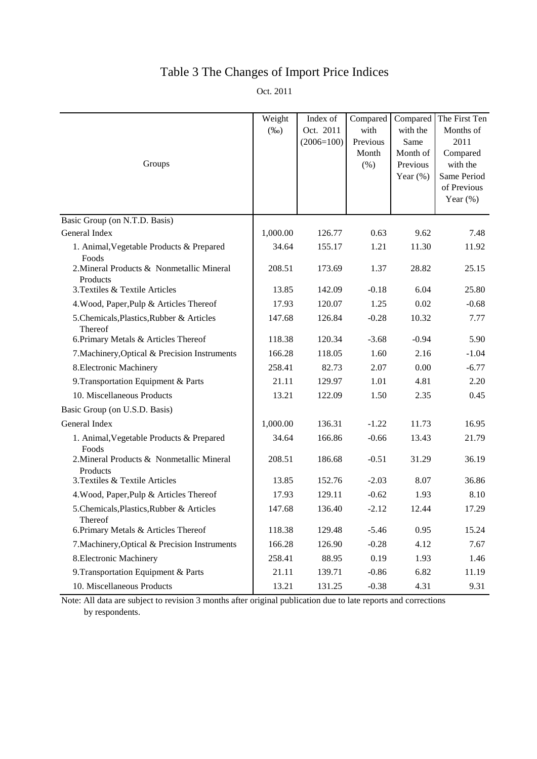# Table 3 The Changes of Import Price Indices

Oct. 2011

| Groups | Weight (‰) | Index of Oct. 2011 (2006=100) | Compared with Previous Month (%) | Compared with the Same Month of Previous Year (%) | The First Ten Months of 2011 Compared with the Same Period of Previous Year (%) |
|---|---|---|---|---|---|
| Basic Group (on N.T.D. Basis) | | | | | |
| General Index | 1,000.00 | 126.77 | 0.63 | 9.62 | 7.48 |
| 1. Animal,Vegetable Products & Prepared Foods | 34.64 | 155.17 | 1.21 | 11.30 | 11.92 |
| 2.Mineral Products & Nonmetallic Mineral Products | 208.51 | 173.69 | 1.37 | 28.82 | 25.15 |
| 3.Textiles & Textile Articles | 13.85 | 142.09 | -0.18 | 6.04 | 25.80 |
| 4.Wood, Paper,Pulp & Articles Thereof | 17.93 | 120.07 | 1.25 | 0.02 | -0.68 |
| 5.Chemicals,Plastics,Rubber & Articles Thereof | 147.68 | 126.84 | -0.28 | 10.32 | 7.77 |
| 6.Primary Metals & Articles Thereof | 118.38 | 120.34 | -3.68 | -0.94 | 5.90 |
| 7.Machinery,Optical & Precision Instruments | 166.28 | 118.05 | 1.60 | 2.16 | -1.04 |
| 8.Electronic Machinery | 258.41 | 82.73 | 2.07 | 0.00 | -6.77 |
| 9.Transportation Equipment & Parts | 21.11 | 129.97 | 1.01 | 4.81 | 2.20 |
| 10. Miscellaneous Products | 13.21 | 122.09 | 1.50 | 2.35 | 0.45 |
| Basic Group (on U.S.D. Basis) | | | | | |
| General Index | 1,000.00 | 136.31 | -1.22 | 11.73 | 16.95 |
| 1. Animal,Vegetable Products & Prepared Foods | 34.64 | 166.86 | -0.66 | 13.43 | 21.79 |
| 2.Mineral Products & Nonmetallic Mineral Products | 208.51 | 186.68 | -0.51 | 31.29 | 36.19 |
| 3.Textiles & Textile Articles | 13.85 | 152.76 | -2.03 | 8.07 | 36.86 |
| 4.Wood, Paper,Pulp & Articles Thereof | 17.93 | 129.11 | -0.62 | 1.93 | 8.10 |
| 5.Chemicals,Plastics,Rubber & Articles Thereof | 147.68 | 136.40 | -2.12 | 12.44 | 17.29 |
| 6.Primary Metals & Articles Thereof | 118.38 | 129.48 | -5.46 | 0.95 | 15.24 |
| 7.Machinery,Optical & Precision Instruments | 166.28 | 126.90 | -0.28 | 4.12 | 7.67 |
| 8.Electronic Machinery | 258.41 | 88.95 | 0.19 | 1.93 | 1.46 |
| 9.Transportation Equipment & Parts | 21.11 | 139.71 | -0.86 | 6.82 | 11.19 |
| 10. Miscellaneous Products | 13.21 | 131.25 | -0.38 | 4.31 | 9.31 |

Note: All data are subject to revision 3 months after original publication due to late reports and corrections by respondents.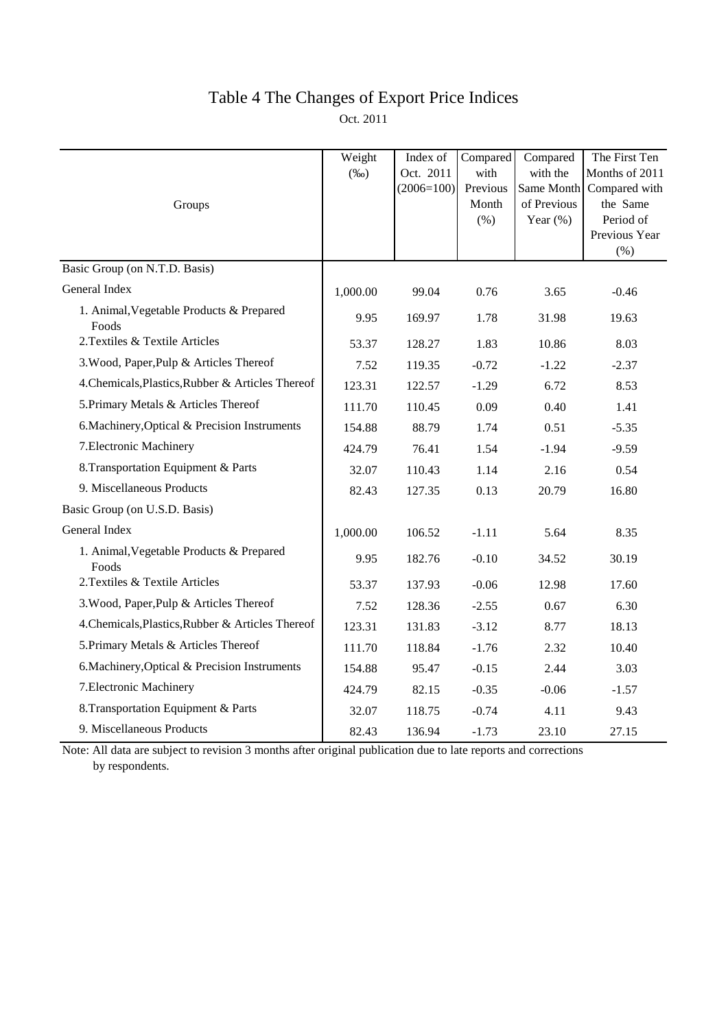# Table 4 The Changes of Export Price Indices

Oct. 2011

| Groups | Weight (‰) | Index of Oct. 2011 (2006=100) | Compared with Previous Month (%) | Compared with the Same Month of Previous Year (%) | The First Ten Months of 2011 Compared with the Same Period of Previous Year (%) |
|---|---|---|---|---|---|
| Basic Group (on N.T.D. Basis) | | | | | |
| General Index | 1,000.00 | 99.04 | 0.76 | 3.65 | -0.46 |
| 1. Animal,Vegetable Products & Prepared Foods | 9.95 | 169.97 | 1.78 | 31.98 | 19.63 |
| 2.Textiles & Textile Articles | 53.37 | 128.27 | 1.83 | 10.86 | 8.03 |
| 3.Wood, Paper,Pulp & Articles Thereof | 7.52 | 119.35 | -0.72 | -1.22 | -2.37 |
| 4.Chemicals,Plastics,Rubber & Articles Thereof | 123.31 | 122.57 | -1.29 | 6.72 | 8.53 |
| 5.Primary Metals & Articles Thereof | 111.70 | 110.45 | 0.09 | 0.40 | 1.41 |
| 6.Machinery,Optical & Precision Instruments | 154.88 | 88.79 | 1.74 | 0.51 | -5.35 |
| 7.Electronic Machinery | 424.79 | 76.41 | 1.54 | -1.94 | -9.59 |
| 8.Transportation Equipment & Parts | 32.07 | 110.43 | 1.14 | 2.16 | 0.54 |
| 9. Miscellaneous Products | 82.43 | 127.35 | 0.13 | 20.79 | 16.80 |
| Basic Group (on U.S.D. Basis) | | | | | |
| General Index | 1,000.00 | 106.52 | -1.11 | 5.64 | 8.35 |
| 1. Animal,Vegetable Products & Prepared Foods | 9.95 | 182.76 | -0.10 | 34.52 | 30.19 |
| 2.Textiles & Textile Articles | 53.37 | 137.93 | -0.06 | 12.98 | 17.60 |
| 3.Wood, Paper,Pulp & Articles Thereof | 7.52 | 128.36 | -2.55 | 0.67 | 6.30 |
| 4.Chemicals,Plastics,Rubber & Articles Thereof | 123.31 | 131.83 | -3.12 | 8.77 | 18.13 |
| 5.Primary Metals & Articles Thereof | 111.70 | 118.84 | -1.76 | 2.32 | 10.40 |
| 6.Machinery,Optical & Precision Instruments | 154.88 | 95.47 | -0.15 | 2.44 | 3.03 |
| 7.Electronic Machinery | 424.79 | 82.15 | -0.35 | -0.06 | -1.57 |
| 8.Transportation Equipment & Parts | 32.07 | 118.75 | -0.74 | 4.11 | 9.43 |
| 9. Miscellaneous Products | 82.43 | 136.94 | -1.73 | 23.10 | 27.15 |

Note: All data are subject to revision 3 months after original publication due to late reports and corrections by respondents.